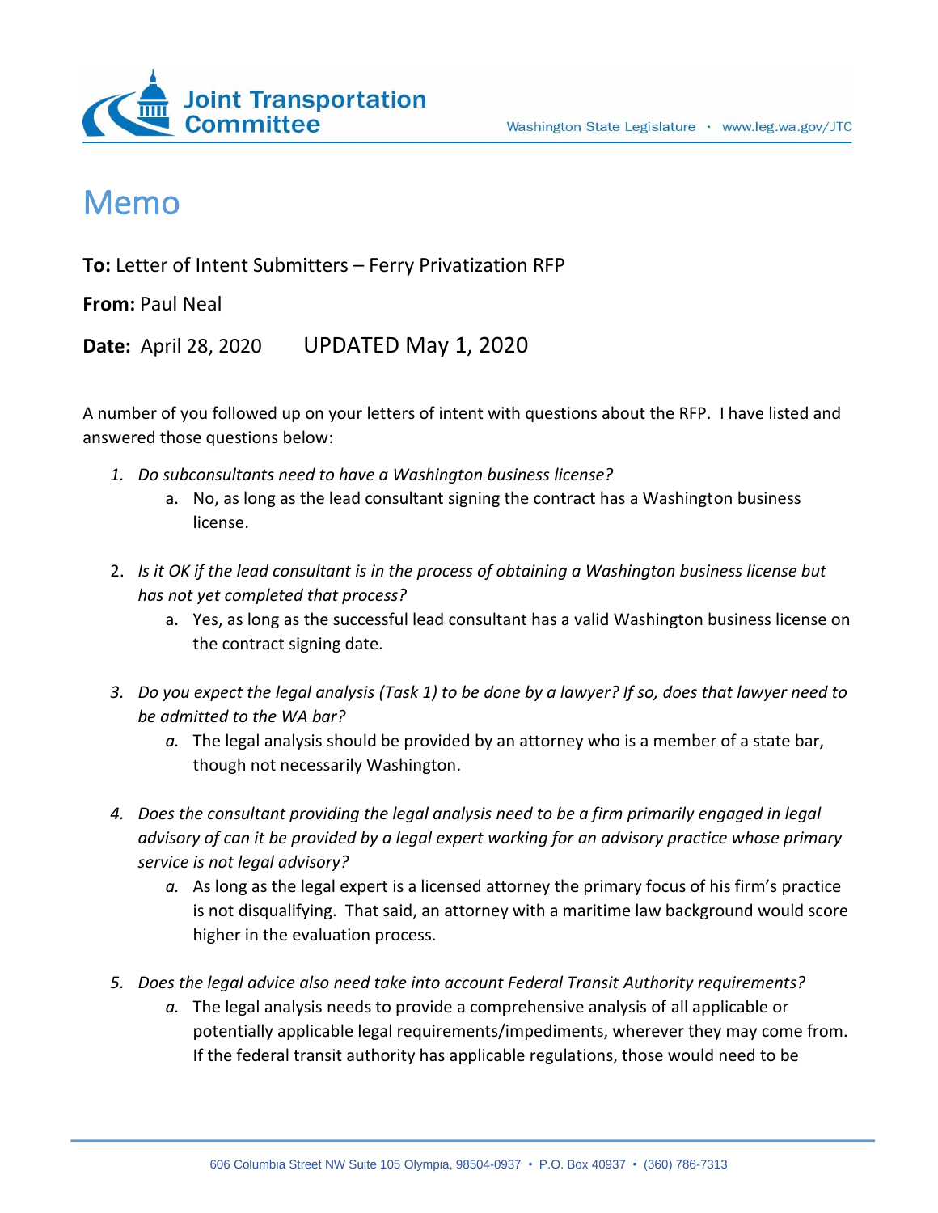# Memo

**To:** Letter of Intent Submitters – Ferry Privatization RFP

**From:** Paul Neal

**Date:** April 28, 2020 UPDATED May 1, 2020

A number of you followed up on your letters of intent with questions about the RFP. I have listed and answered those questions below:

1. *Do subconsultants need to have a Washington business license?*
   a. No, as long as the lead consultant signing the contract has a Washington business license.

2. *Is it OK if the lead consultant is in the process of obtaining a Washington business license but has not yet completed that process?*
   a. Yes, as long as the successful lead consultant has a valid Washington business license on the contract signing date.

3. *Do you expect the legal analysis (Task 1) to be done by a lawyer? If so, does that lawyer need to be admitted to the WA bar?*
   a. The legal analysis should be provided by an attorney who is a member of a state bar, though not necessarily Washington.

4. *Does the consultant providing the legal analysis need to be a firm primarily engaged in legal advisory of can it be provided by a legal expert working for an advisory practice whose primary service is not legal advisory?*
   a. As long as the legal expert is a licensed attorney the primary focus of his firm's practice is not disqualifying. That said, an attorney with a maritime law background would score higher in the evaluation process.

5. *Does the legal advice also need take into account Federal Transit Authority requirements?*
   a. The legal analysis needs to provide a comprehensive analysis of all applicable or potentially applicable legal requirements/impediments, wherever they may come from. If the federal transit authority has applicable regulations, those would need to be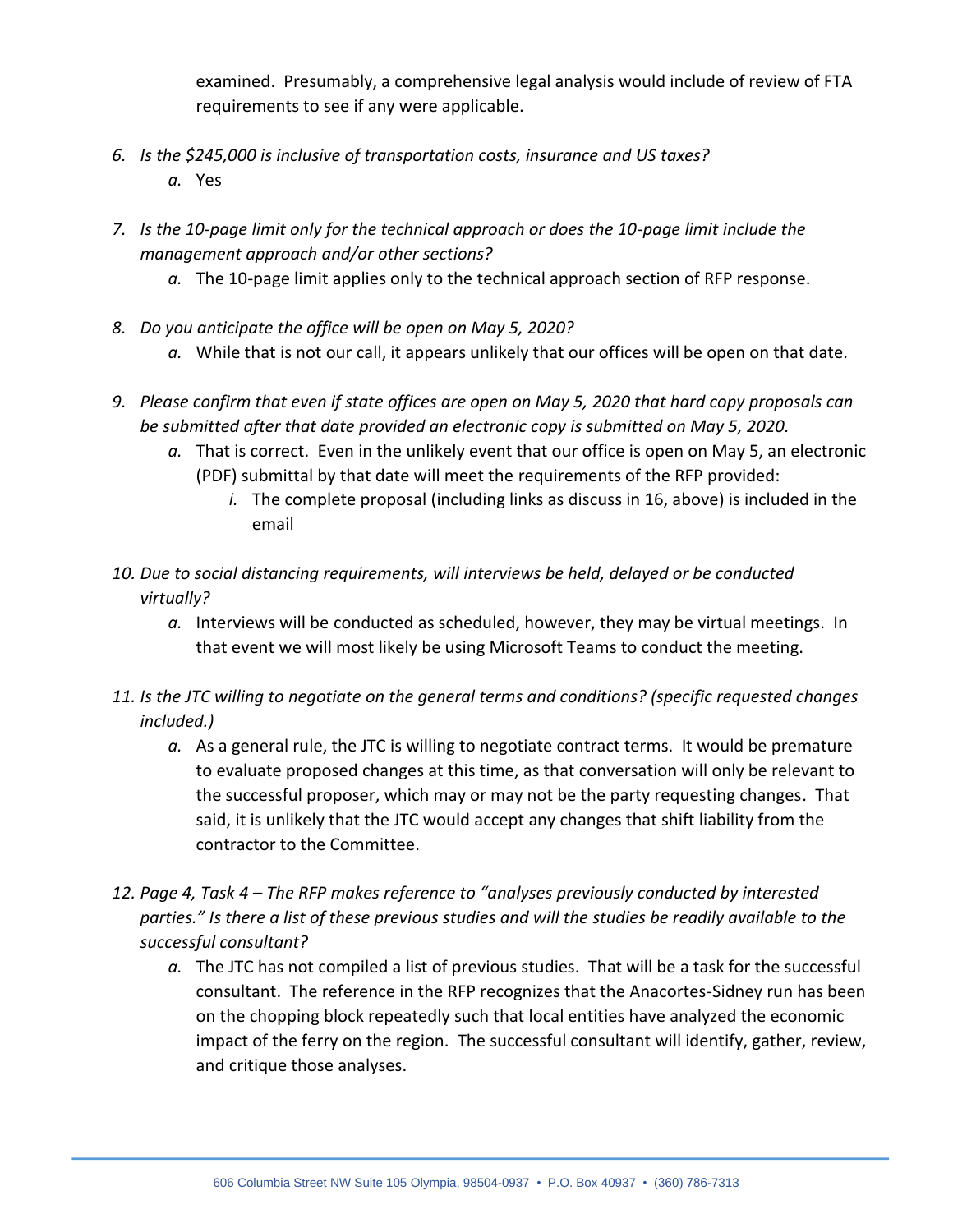examined. Presumably, a comprehensive legal analysis would include of review of FTA requirements to see if any were applicable.

6. *Is the $245,000 is inclusive of transportation costs, insurance and US taxes?*
   a. Yes

7. *Is the 10-page limit only for the technical approach or does the 10-page limit include the management approach and/or other sections?*
   a. The 10-page limit applies only to the technical approach section of RFP response.

8. *Do you anticipate the office will be open on May 5, 2020?*
   a. While that is not our call, it appears unlikely that our offices will be open on that date.

9. *Please confirm that even if state offices are open on May 5, 2020 that hard copy proposals can be submitted after that date provided an electronic copy is submitted on May 5, 2020.*
   a. That is correct. Even in the unlikely event that our office is open on May 5, an electronic (PDF) submittal by that date will meet the requirements of the RFP provided:
      i. The complete proposal (including links as discuss in 16, above) is included in the email

10. *Due to social distancing requirements, will interviews be held, delayed or be conducted virtually?*
    a. Interviews will be conducted as scheduled, however, they may be virtual meetings. In that event we will most likely be using Microsoft Teams to conduct the meeting.

11. *Is the JTC willing to negotiate on the general terms and conditions? (specific requested changes included.)*
    a. As a general rule, the JTC is willing to negotiate contract terms. It would be premature to evaluate proposed changes at this time, as that conversation will only be relevant to the successful proposer, which may or may not be the party requesting changes. That said, it is unlikely that the JTC would accept any changes that shift liability from the contractor to the Committee.

12. *Page 4, Task 4 – The RFP makes reference to "analyses previously conducted by interested parties." Is there a list of these previous studies and will the studies be readily available to the successful consultant?*
    a. The JTC has not compiled a list of previous studies. That will be a task for the successful consultant. The reference in the RFP recognizes that the Anacortes-Sidney run has been on the chopping block repeatedly such that local entities have analyzed the economic impact of the ferry on the region. The successful consultant will identify, gather, review, and critique those analyses.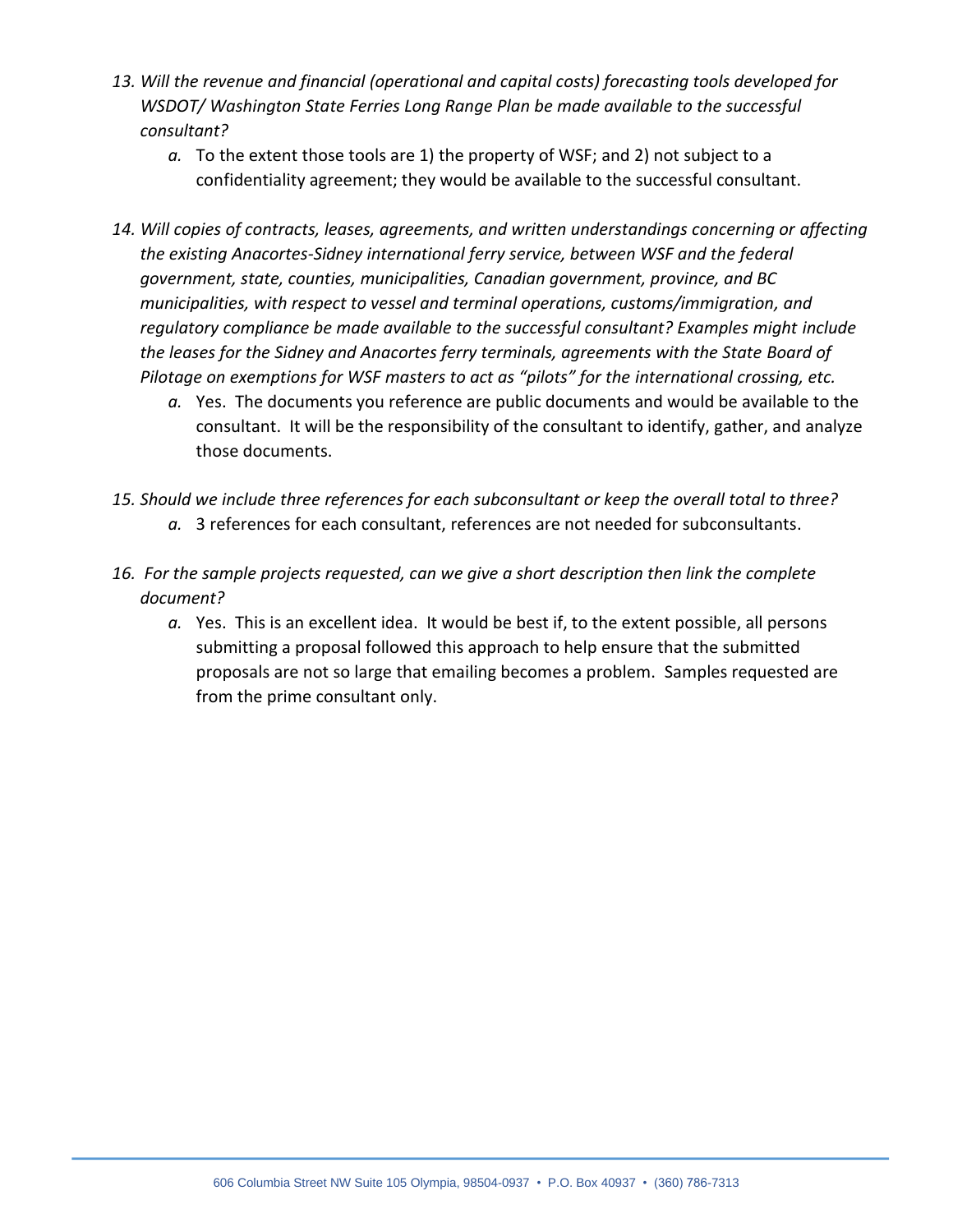13. *Will the revenue and financial (operational and capital costs) forecasting tools developed for WSDOT/ Washington State Ferries Long Range Plan be made available to the successful consultant?*
    a. To the extent those tools are 1) the property of WSF; and 2) not subject to a confidentiality agreement; they would be available to the successful consultant.

14. *Will copies of contracts, leases, agreements, and written understandings concerning or affecting the existing Anacortes-Sidney international ferry service, between WSF and the federal government, state, counties, municipalities, Canadian government, province, and BC municipalities, with respect to vessel and terminal operations, customs/immigration, and regulatory compliance be made available to the successful consultant? Examples might include the leases for the Sidney and Anacortes ferry terminals, agreements with the State Board of Pilotage on exemptions for WSF masters to act as "pilots" for the international crossing, etc.*
    a. Yes. The documents you reference are public documents and would be available to the consultant. It will be the responsibility of the consultant to identify, gather, and analyze those documents.

15. *Should we include three references for each subconsultant or keep the overall total to three?*
    a. 3 references for each consultant, references are not needed for subconsultants.

16. *For the sample projects requested, can we give a short description then link the complete document?*
    a. Yes. This is an excellent idea. It would be best if, to the extent possible, all persons submitting a proposal followed this approach to help ensure that the submitted proposals are not so large that emailing becomes a problem. Samples requested are from the prime consultant only.